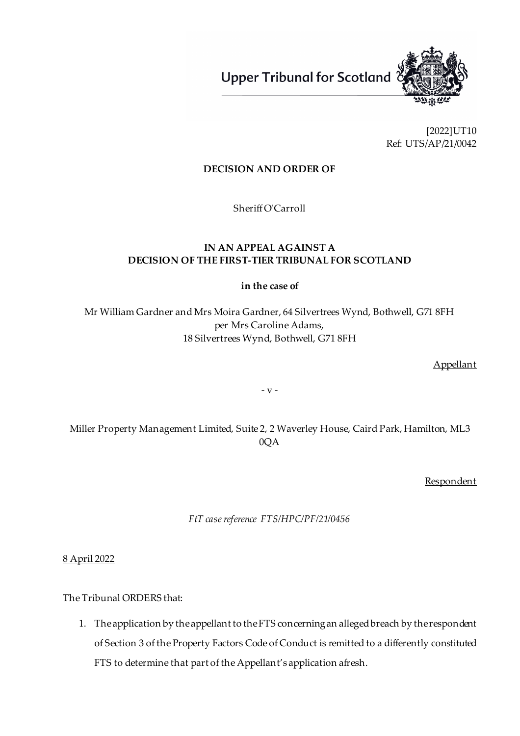Upper Tribunal for Scotland

[2022]UT10
Ref: UTS/AP/21/0042

**DECISION AND ORDER OF**

Sheriff O'Carroll

**IN AN APPEAL AGAINST A DECISION OF THE FIRST-TIER TRIBUNAL FOR SCOTLAND**

**in the case of**

Mr William Gardner and Mrs Moira Gardner, 64 Silvertrees Wynd, Bothwell, G71 8FH
per Mrs Caroline Adams,
18 Silvertrees Wynd, Bothwell, G71 8FH

Appellant

\- v -

Miller Property Management Limited, Suite 2, 2 Waverley House, Caird Park, Hamilton, ML3 0QA

Respondent

*FtT case reference FTS/HPC/PF/21/0456*

8 April 2022

The Tribunal ORDERS that:

1. The application by the appellant to the FTS concerning an alleged breach by the respondent of Section 3 of the Property Factors Code of Conduct is remitted to a differently constituted FTS to determine that part of the Appellant's application afresh.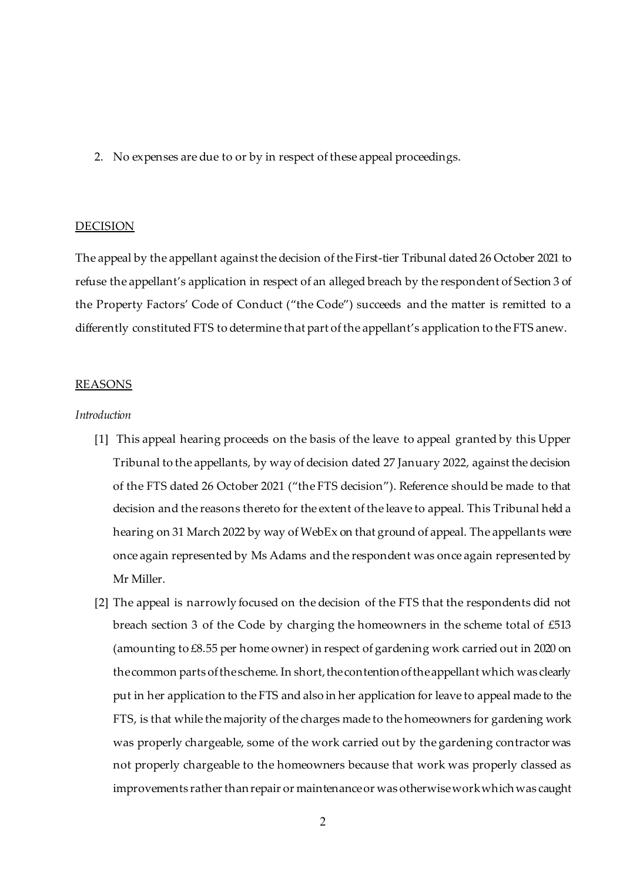2. No expenses are due to or by in respect of these appeal proceedings.

## DECISION

The appeal by the appellant against the decision of the First-tier Tribunal dated 26 October 2021 to refuse the appellant's application in respect of an alleged breach by the respondent of Section 3 of the Property Factors' Code of Conduct ("the Code") succeeds and the matter is remitted to a differently constituted FTS to determine that part of the appellant's application to the FTS anew.

## REASONS

*Introduction*

[1] This appeal hearing proceeds on the basis of the leave to appeal granted by this Upper Tribunal to the appellants, by way of decision dated 27 January 2022, against the decision of the FTS dated 26 October 2021 ("the FTS decision"). Reference should be made to that decision and the reasons thereto for the extent of the leave to appeal. This Tribunal held a hearing on 31 March 2022 by way of WebEx on that ground of appeal. The appellants were once again represented by Ms Adams and the respondent was once again represented by Mr Miller.

[2] The appeal is narrowly focused on the decision of the FTS that the respondents did not breach section 3 of the Code by charging the homeowners in the scheme total of £513 (amounting to £8.55 per home owner) in respect of gardening work carried out in 2020 on the common parts of the scheme. In short, the contention of the appellant which was clearly put in her application to the FTS and also in her application for leave to appeal made to the FTS, is that while the majority of the charges made to the homeowners for gardening work was properly chargeable, some of the work carried out by the gardening contractor was not properly chargeable to the homeowners because that work was properly classed as improvements rather than repair or maintenance or was otherwise work which was caught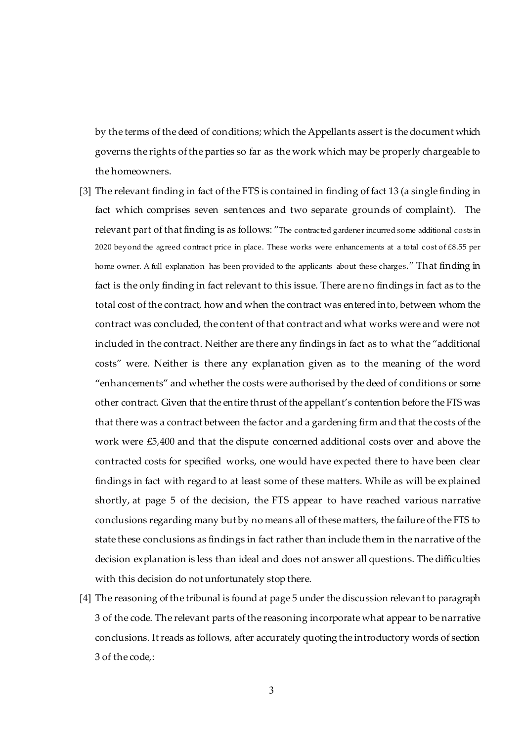by the terms of the deed of conditions; which the Appellants assert is the document which governs the rights of the parties so far as the work which may be properly chargeable to the homeowners.

[3] The relevant finding in fact of the FTS is contained in finding of fact 13 (a single finding in fact which comprises seven sentences and two separate grounds of complaint). The relevant part of that finding is as follows: "The contracted gardener incurred some additional costs in 2020 beyond the agreed contract price in place. These works were enhancements at a total cost of £8.55 per home owner. A full explanation has been provided to the applicants about these charges." That finding in fact is the only finding in fact relevant to this issue. There are no findings in fact as to the total cost of the contract, how and when the contract was entered into, between whom the contract was concluded, the content of that contract and what works were and were not included in the contract. Neither are there any findings in fact as to what the "additional costs" were. Neither is there any explanation given as to the meaning of the word "enhancements" and whether the costs were authorised by the deed of conditions or some other contract. Given that the entire thrust of the appellant's contention before the FTS was that there was a contract between the factor and a gardening firm and that the costs of the work were £5,400 and that the dispute concerned additional costs over and above the contracted costs for specified works, one would have expected there to have been clear findings in fact with regard to at least some of these matters. While as will be explained shortly, at page 5 of the decision, the FTS appear to have reached various narrative conclusions regarding many but by no means all of these matters, the failure of the FTS to state these conclusions as findings in fact rather than include them in the narrative of the decision explanation is less than ideal and does not answer all questions. The difficulties with this decision do not unfortunately stop there.

[4] The reasoning of the tribunal is found at page 5 under the discussion relevant to paragraph 3 of the code. The relevant parts of the reasoning incorporate what appear to be narrative conclusions. It reads as follows, after accurately quoting the introductory words of section 3 of the code,: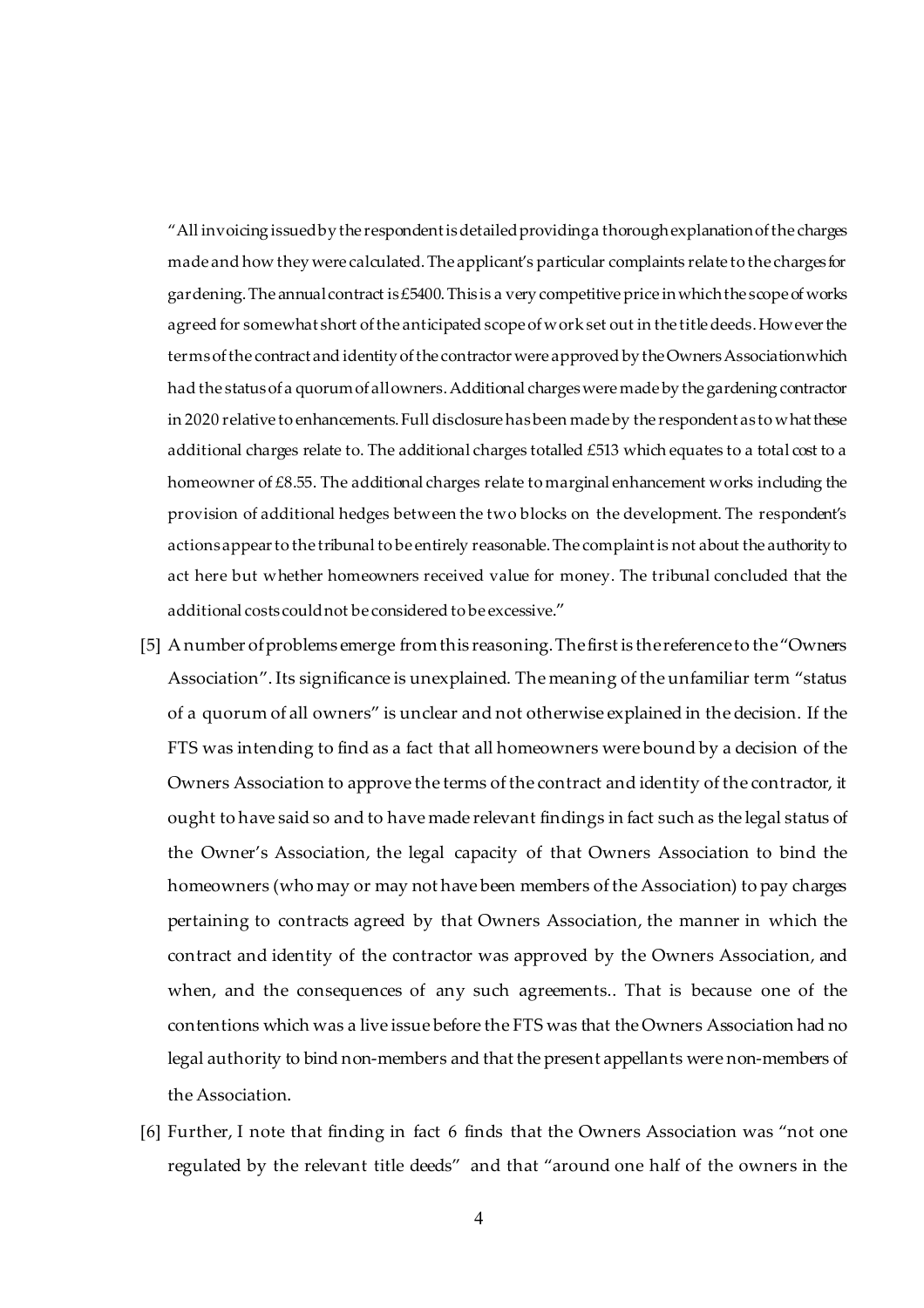"All invoicing issued by the respondent is detailed providing a thorough explanation of the charges made and how they were calculated. The applicant's particular complaints relate to the charges for gardening. The annual contract is £5400. This is a very competitive price in which the scope of works agreed for somewhat short of the anticipated scope of work set out in the title deeds. However the terms of the contract and identity of the contractor were approved by the Owners Association which had the status of a quorum of all owners. Additional charges were made by the gardening contractor in 2020 relative to enhancements. Full disclosure has been made by the respondent as to what these additional charges relate to. The additional charges totalled £513 which equates to a total cost to a homeowner of £8.55. The additional charges relate to marginal enhancement works including the provision of additional hedges between the two blocks on the development. The respondent's actions appear to the tribunal to be entirely reasonable. The complaint is not about the authority to act here but whether homeowners received value for money. The tribunal concluded that the additional costs could not be considered to be excessive."

[5] A number of problems emerge from this reasoning. The first is the reference to the "Owners Association". Its significance is unexplained. The meaning of the unfamiliar term "status of a quorum of all owners" is unclear and not otherwise explained in the decision. If the FTS was intending to find as a fact that all homeowners were bound by a decision of the Owners Association to approve the terms of the contract and identity of the contractor, it ought to have said so and to have made relevant findings in fact such as the legal status of the Owner's Association, the legal capacity of that Owners Association to bind the homeowners (who may or may not have been members of the Association) to pay charges pertaining to contracts agreed by that Owners Association, the manner in which the contract and identity of the contractor was approved by the Owners Association, and when, and the consequences of any such agreements.. That is because one of the contentions which was a live issue before the FTS was that the Owners Association had no legal authority to bind non-members and that the present appellants were non-members of the Association.

[6] Further, I note that finding in fact 6 finds that the Owners Association was "not one regulated by the relevant title deeds" and that "around one half of the owners in the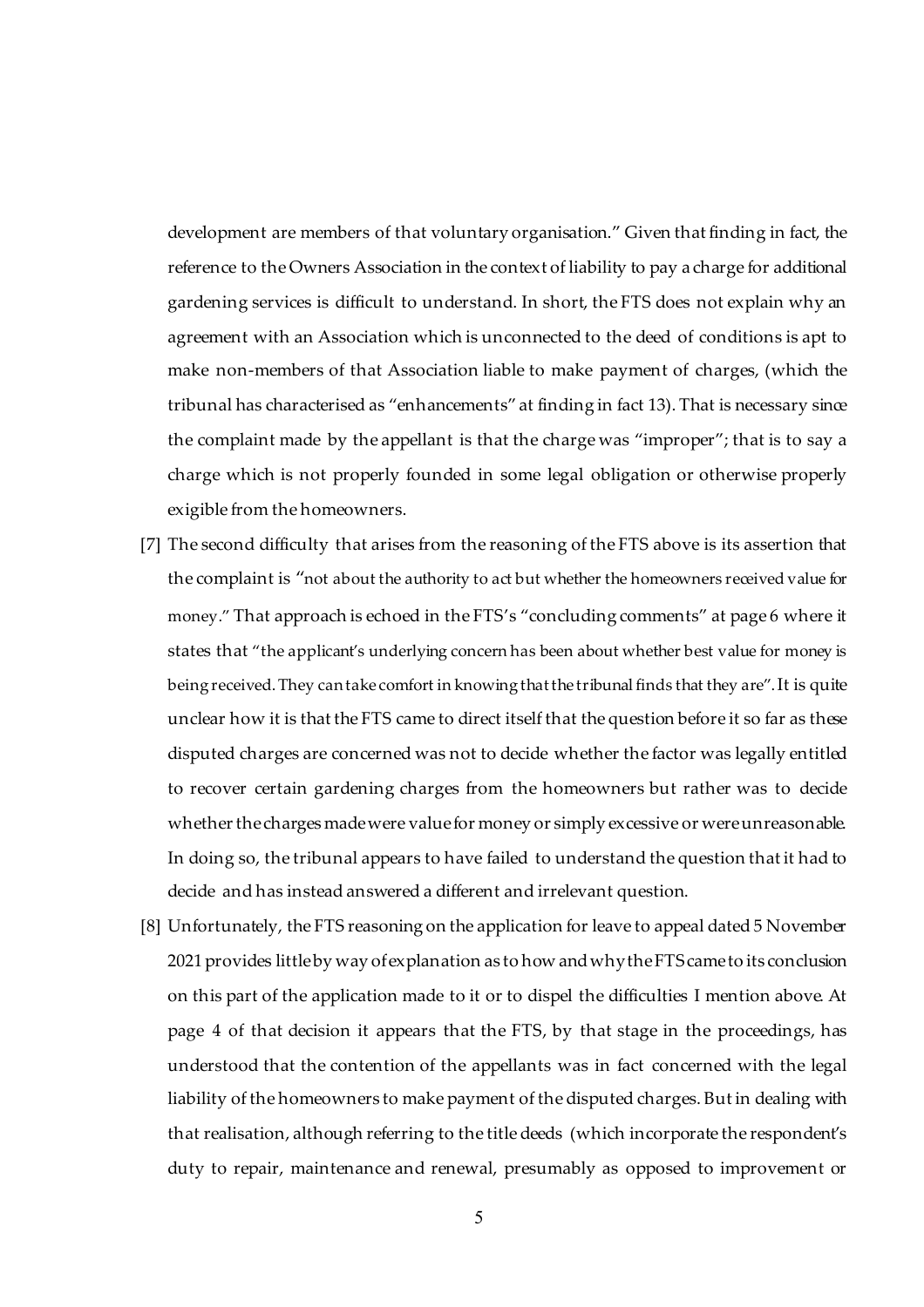development are members of that voluntary organisation." Given that finding in fact, the reference to the Owners Association in the context of liability to pay a charge for additional gardening services is difficult to understand. In short, the FTS does not explain why an agreement with an Association which is unconnected to the deed of conditions is apt to make non-members of that Association liable to make payment of charges, (which the tribunal has characterised as "enhancements" at finding in fact 13). That is necessary since the complaint made by the appellant is that the charge was "improper"; that is to say a charge which is not properly founded in some legal obligation or otherwise properly exigible from the homeowners.

[7] The second difficulty that arises from the reasoning of the FTS above is its assertion that the complaint is "not about the authority to act but whether the homeowners received value for money." That approach is echoed in the FTS's "concluding comments" at page 6 where it states that "the applicant's underlying concern has been about whether best value for money is being received. They can take comfort in knowing that the tribunal finds that they are". It is quite unclear how it is that the FTS came to direct itself that the question before it so far as these disputed charges are concerned was not to decide whether the factor was legally entitled to recover certain gardening charges from the homeowners but rather was to decide whether the charges made were value for money or simply excessive or were unreasonable. In doing so, the tribunal appears to have failed to understand the question that it had to decide and has instead answered a different and irrelevant question.

[8] Unfortunately, the FTS reasoning on the application for leave to appeal dated 5 November 2021 provides little by way of explanation as to how and why the FTS came to its conclusion on this part of the application made to it or to dispel the difficulties I mention above. At page 4 of that decision it appears that the FTS, by that stage in the proceedings, has understood that the contention of the appellants was in fact concerned with the legal liability of the homeowners to make payment of the disputed charges. But in dealing with that realisation, although referring to the title deeds (which incorporate the respondent's duty to repair, maintenance and renewal, presumably as opposed to improvement or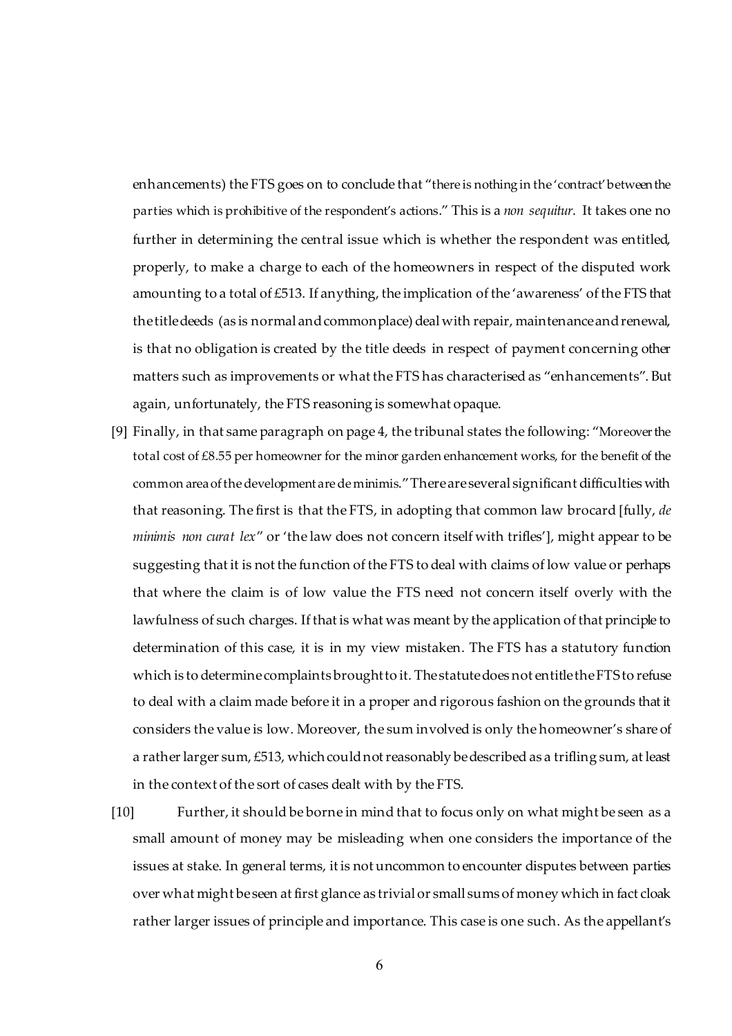enhancements) the FTS goes on to conclude that "there is nothing in the 'contract' between the parties which is prohibitive of the respondent's actions." This is a *non sequitur*. It takes one no further in determining the central issue which is whether the respondent was entitled, properly, to make a charge to each of the homeowners in respect of the disputed work amounting to a total of £513. If anything, the implication of the 'awareness' of the FTS that the title deeds (as is normal and commonplace) deal with repair, maintenance and renewal, is that no obligation is created by the title deeds in respect of payment concerning other matters such as improvements or what the FTS has characterised as "enhancements". But again, unfortunately, the FTS reasoning is somewhat opaque.

[9] Finally, in that same paragraph on page 4, the tribunal states the following: "Moreover the total cost of £8.55 per homeowner for the minor garden enhancement works, for the benefit of the common area of the development are de minimis." There are several significant difficulties with that reasoning. The first is that the FTS, in adopting that common law brocard [fully, *de minimis non curat lex*" or 'the law does not concern itself with trifles'], might appear to be suggesting that it is not the function of the FTS to deal with claims of low value or perhaps that where the claim is of low value the FTS need not concern itself overly with the lawfulness of such charges. If that is what was meant by the application of that principle to determination of this case, it is in my view mistaken. The FTS has a statutory function which is to determine complaints brought to it. The statute does not entitle the FTS to refuse to deal with a claim made before it in a proper and rigorous fashion on the grounds that it considers the value is low. Moreover, the sum involved is only the homeowner's share of a rather larger sum, £513, which could not reasonably be described as a trifling sum, at least in the context of the sort of cases dealt with by the FTS.

[10] Further, it should be borne in mind that to focus only on what might be seen as a small amount of money may be misleading when one considers the importance of the issues at stake. In general terms, it is not uncommon to encounter disputes between parties over what might be seen at first glance as trivial or small sums of money which in fact cloak rather larger issues of principle and importance. This case is one such. As the appellant's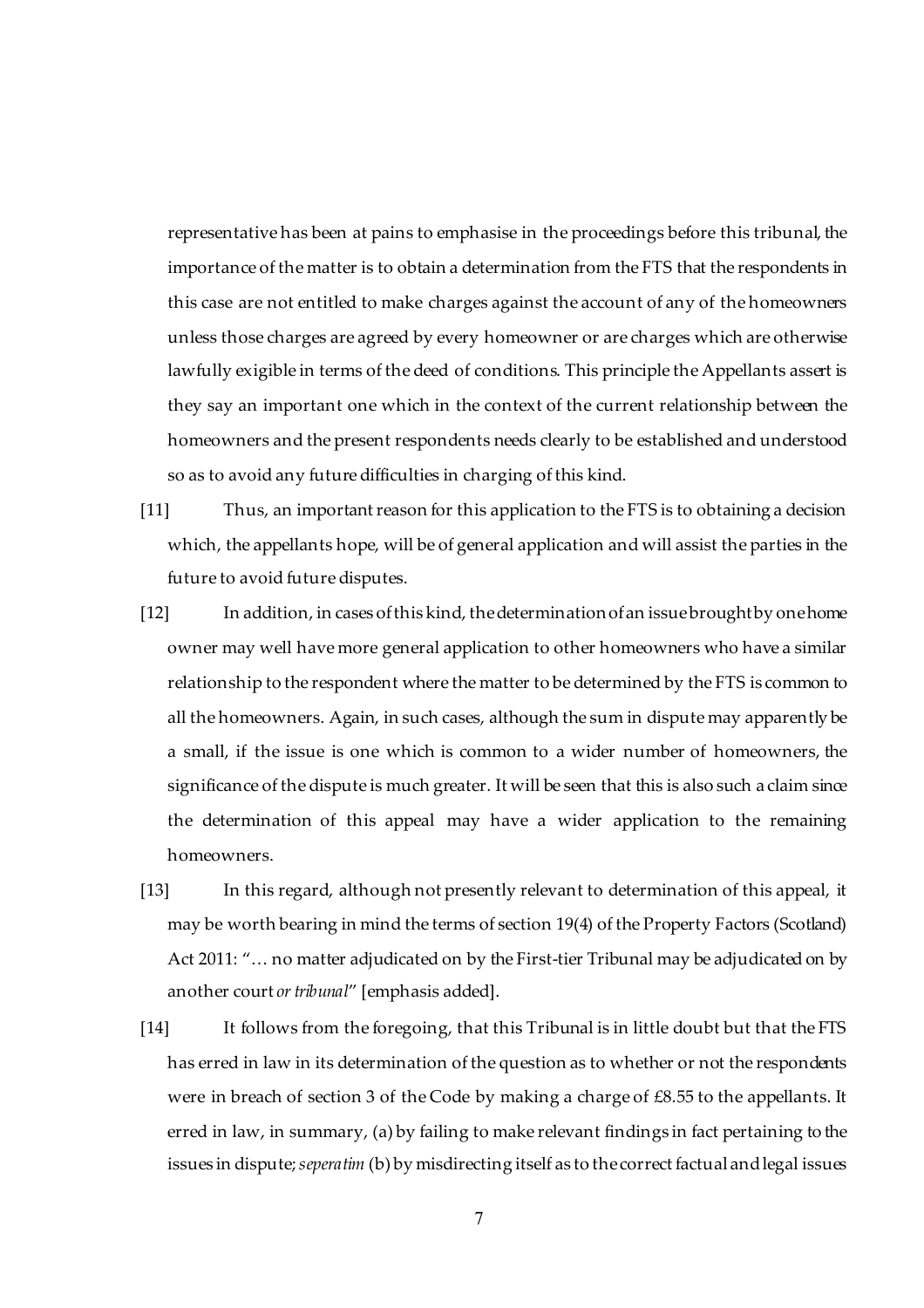representative has been at pains to emphasise in the proceedings before this tribunal, the importance of the matter is to obtain a determination from the FTS that the respondents in this case are not entitled to make charges against the account of any of the homeowners unless those charges are agreed by every homeowner or are charges which are otherwise lawfully exigible in terms of the deed of conditions. This principle the Appellants assert is they say an important one which in the context of the current relationship between the homeowners and the present respondents needs clearly to be established and understood so as to avoid any future difficulties in charging of this kind.

[11] Thus, an important reason for this application to the FTS is to obtaining a decision which, the appellants hope, will be of general application and will assist the parties in the future to avoid future disputes.

[12] In addition, in cases of this kind, the determination of an issue brought by one home owner may well have more general application to other homeowners who have a similar relationship to the respondent where the matter to be determined by the FTS is common to all the homeowners. Again, in such cases, although the sum in dispute may apparently be a small, if the issue is one which is common to a wider number of homeowners, the significance of the dispute is much greater. It will be seen that this is also such a claim since the determination of this appeal may have a wider application to the remaining homeowners.

[13] In this regard, although not presently relevant to determination of this appeal, it may be worth bearing in mind the terms of section 19(4) of the Property Factors (Scotland) Act 2011: "… no matter adjudicated on by the First-tier Tribunal may be adjudicated on by another court *or tribunal*" [emphasis added].

[14] It follows from the foregoing, that this Tribunal is in little doubt but that the FTS has erred in law in its determination of the question as to whether or not the respondents were in breach of section 3 of the Code by making a charge of £8.55 to the appellants. It erred in law, in summary, (a) by failing to make relevant findings in fact pertaining to the issues in dispute; *seperatim* (b) by misdirecting itself as to the correct factual and legal issues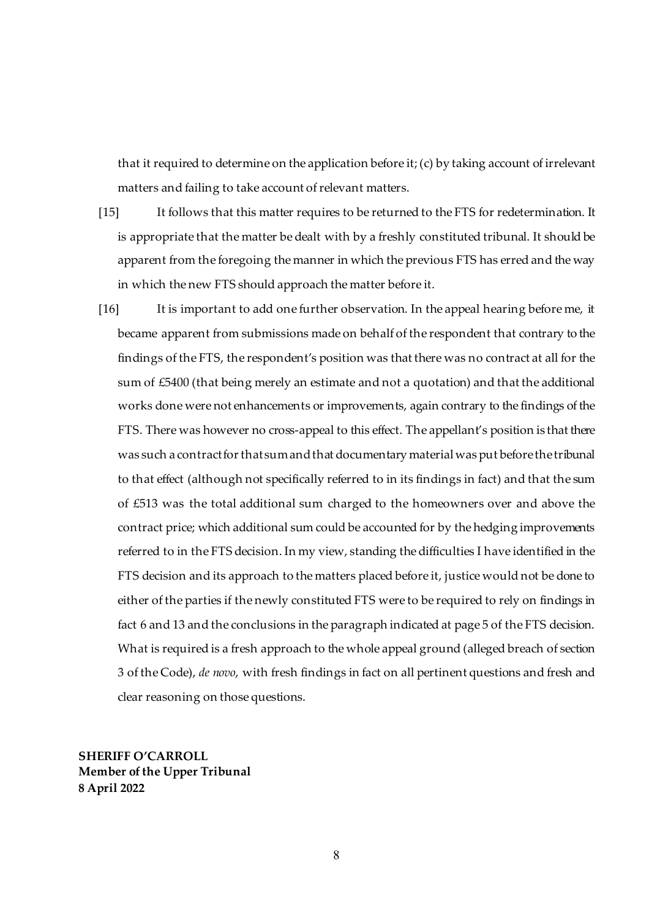that it required to determine on the application before it; (c) by taking account of irrelevant matters and failing to take account of relevant matters.

[15] It follows that this matter requires to be returned to the FTS for redetermination. It is appropriate that the matter be dealt with by a freshly constituted tribunal. It should be apparent from the foregoing the manner in which the previous FTS has erred and the way in which the new FTS should approach the matter before it.

[16] It is important to add one further observation. In the appeal hearing before me, it became apparent from submissions made on behalf of the respondent that contrary to the findings of the FTS, the respondent's position was that there was no contract at all for the sum of £5400 (that being merely an estimate and not a quotation) and that the additional works done were not enhancements or improvements, again contrary to the findings of the FTS. There was however no cross-appeal to this effect. The appellant's position is that there was such a contract for that sum and that documentary material was put before the tribunal to that effect (although not specifically referred to in its findings in fact) and that the sum of £513 was the total additional sum charged to the homeowners over and above the contract price; which additional sum could be accounted for by the hedging improvements referred to in the FTS decision. In my view, standing the difficulties I have identified in the FTS decision and its approach to the matters placed before it, justice would not be done to either of the parties if the newly constituted FTS were to be required to rely on findings in fact 6 and 13 and the conclusions in the paragraph indicated at page 5 of the FTS decision. What is required is a fresh approach to the whole appeal ground (alleged breach of section 3 of the Code), *de novo*, with fresh findings in fact on all pertinent questions and fresh and clear reasoning on those questions.

**SHERIFF O'CARROLL**
**Member of the Upper Tribunal**
**8 April 2022**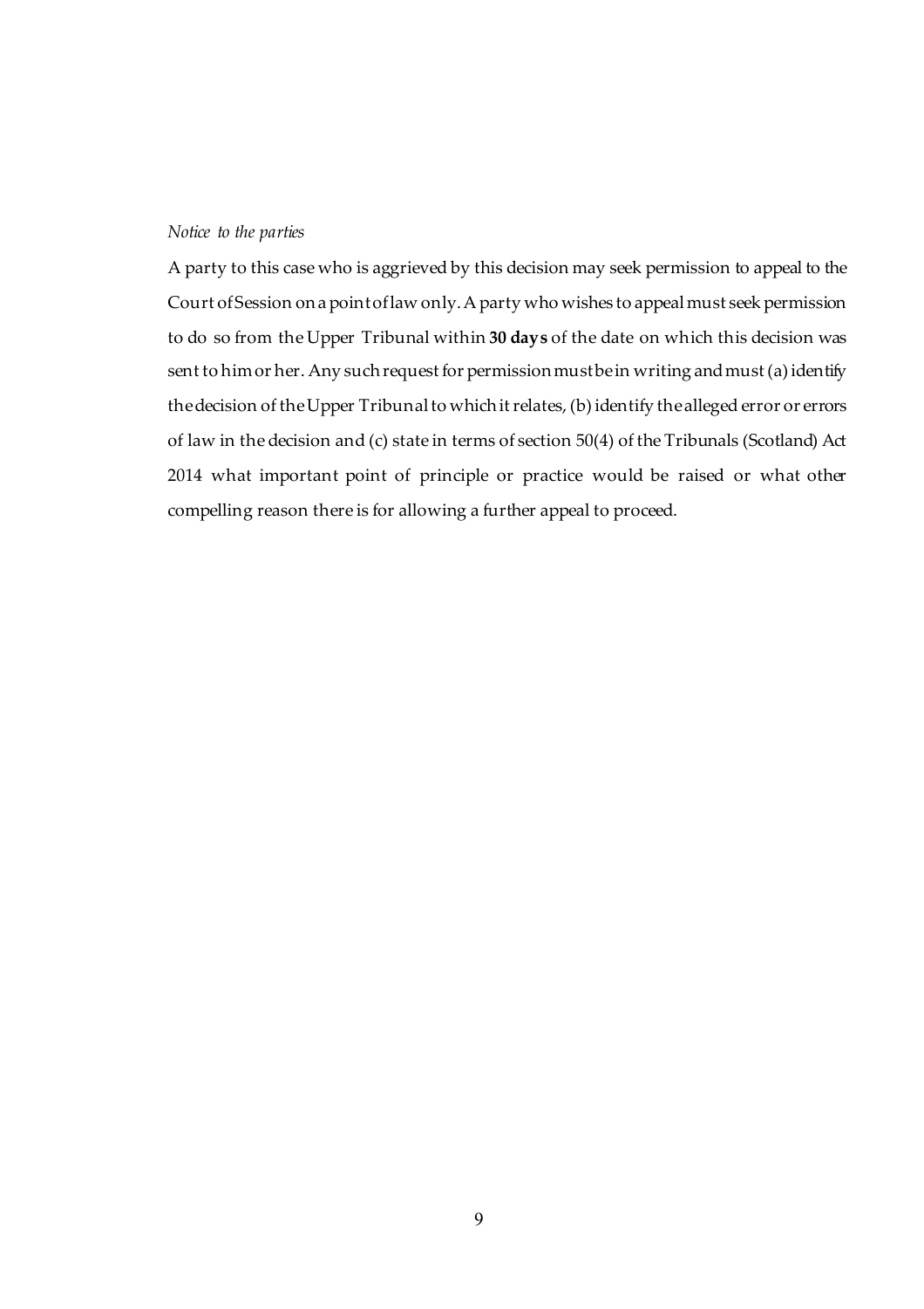*Notice to the parties*

A party to this case who is aggrieved by this decision may seek permission to appeal to the Court of Session on a point of law only. A party who wishes to appeal must seek permission to do so from the Upper Tribunal within **30 days** of the date on which this decision was sent to him or her. Any such request for permission must be in writing and must (a) identify the decision of the Upper Tribunal to which it relates, (b) identify the alleged error or errors of law in the decision and (c) state in terms of section 50(4) of the Tribunals (Scotland) Act 2014 what important point of principle or practice would be raised or what other compelling reason there is for allowing a further appeal to proceed.